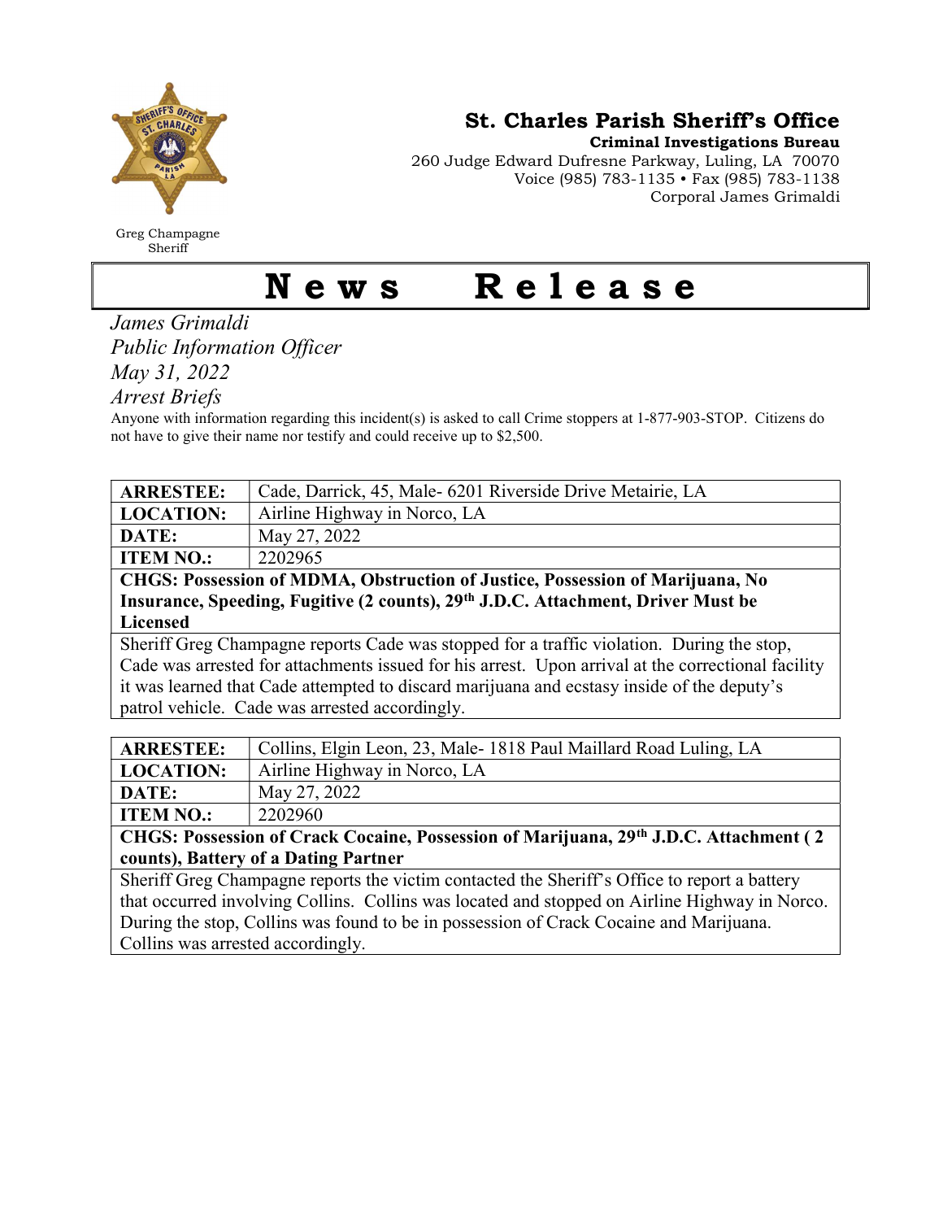Greg Champagne
Sheriff

## St. Charles Parish Sheriff's Office

**Criminal Investigations Bureau**
260 Judge Edward Dufresne Parkway, Luling, LA 70070
Voice (985) 783-1135 • Fax (985) 783-1138
Corporal James Grimaldi

# News Release

*James Grimaldi*
*Public Information Officer*
*May 31, 2022*
*Arrest Briefs*

Anyone with information regarding this incident(s) is asked to call Crime stoppers at 1-877-903-STOP. Citizens do not have to give their name nor testify and could receive up to $2,500.

| **ARRESTEE:** | Cade, Darrick, 45, Male- 6201 Riverside Drive Metairie, LA |
|---|---|
| **LOCATION:** | Airline Highway in Norco, LA |
| **DATE:** | May 27, 2022 |
| **ITEM NO.:** | 2202965 |

**CHGS: Possession of MDMA, Obstruction of Justice, Possession of Marijuana, No Insurance, Speeding, Fugitive (2 counts), 29th J.D.C. Attachment, Driver Must be Licensed**

Sheriff Greg Champagne reports Cade was stopped for a traffic violation. During the stop, Cade was arrested for attachments issued for his arrest. Upon arrival at the correctional facility it was learned that Cade attempted to discard marijuana and ecstasy inside of the deputy's patrol vehicle. Cade was arrested accordingly.

| **ARRESTEE:** | Collins, Elgin Leon, 23, Male- 1818 Paul Maillard Road Luling, LA |
|---|---|
| **LOCATION:** | Airline Highway in Norco, LA |
| **DATE:** | May 27, 2022 |
| **ITEM NO.:** | 2202960 |

**CHGS: Possession of Crack Cocaine, Possession of Marijuana, 29th J.D.C. Attachment ( 2 counts), Battery of a Dating Partner**

Sheriff Greg Champagne reports the victim contacted the Sheriff's Office to report a battery that occurred involving Collins. Collins was located and stopped on Airline Highway in Norco. During the stop, Collins was found to be in possession of Crack Cocaine and Marijuana. Collins was arrested accordingly.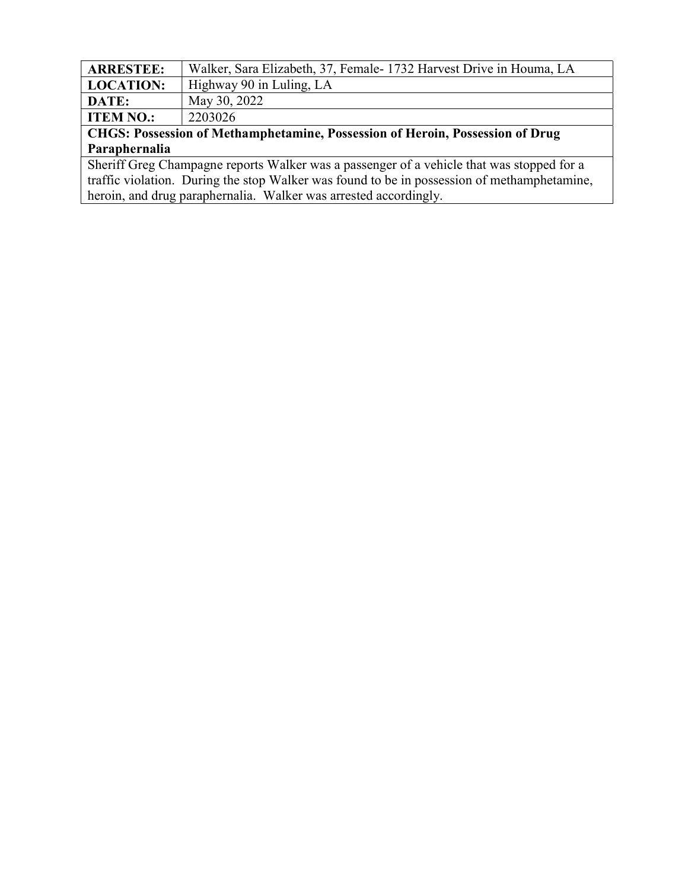| | |
|---|---|
| **ARRESTEE:** | Walker, Sara Elizabeth, 37, Female- 1732 Harvest Drive in Houma, LA |
| **LOCATION:** | Highway 90 in Luling, LA |
| **DATE:** | May 30, 2022 |
| **ITEM NO.:** | 2203026 |
| **CHGS: Possession of Methamphetamine, Possession of Heroin, Possession of Drug Paraphernalia** | |
| Sheriff Greg Champagne reports Walker was a passenger of a vehicle that was stopped for a traffic violation. During the stop Walker was found to be in possession of methamphetamine, heroin, and drug paraphernalia. Walker was arrested accordingly. | |